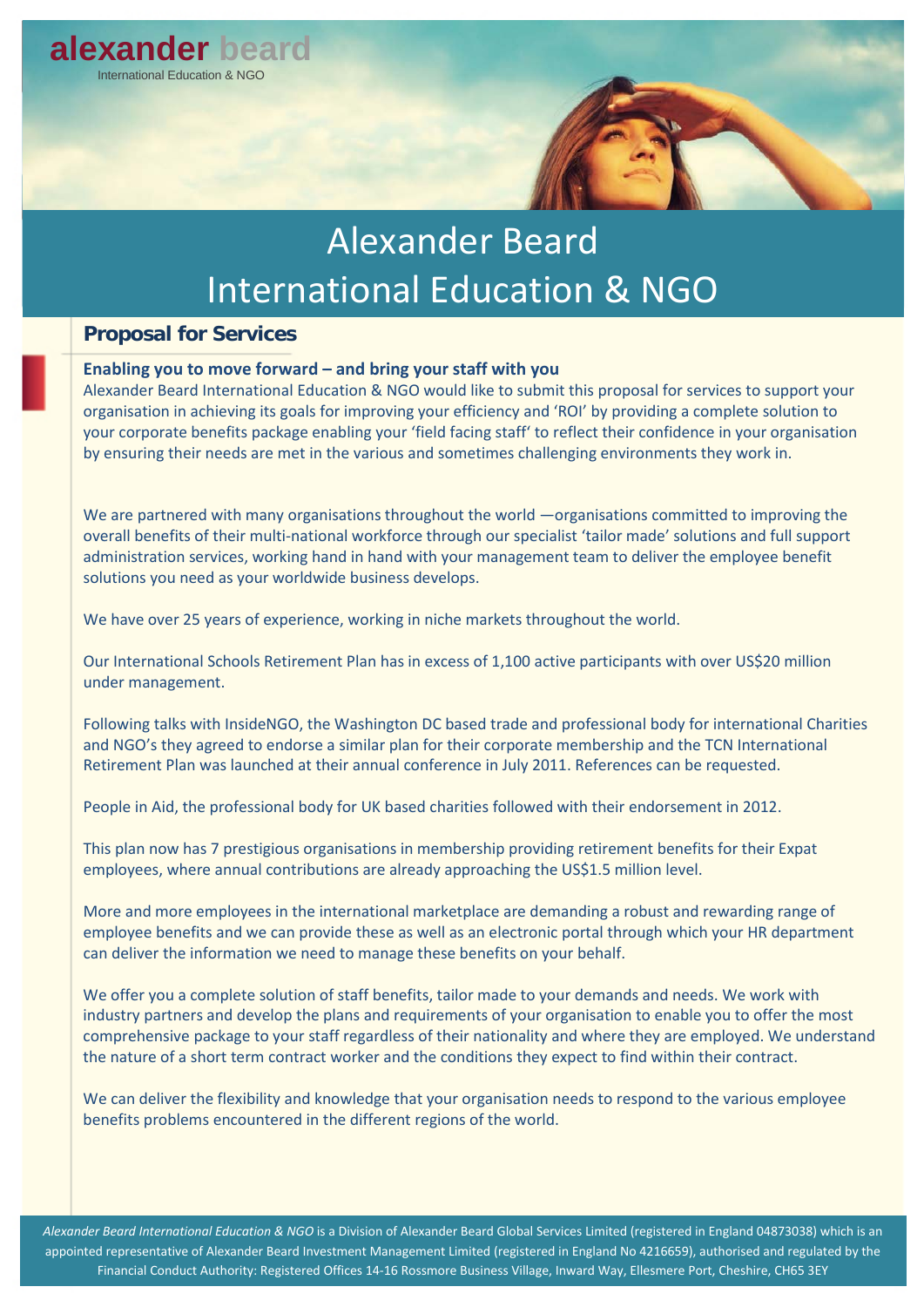alexander beard

International Education & NGO

# Alexander Beard International Education & NGO

## Proposal for Services

### Enabling you to move forward – and bring your staff with you

Alexander Beard International Education & NGO would like to submit this proposal for services to support your organisation in achieving its goals for improving your efficiency and 'ROI' by providing a complete solution to your corporate benefits package enabling your 'field facing staff' to reflect their confidence in your organisation by ensuring their needs are met in the various and sometimes challenging environments they work in.

We are partnered with many organisations throughout the world —organisations committed to improving the overall benefits of their multi-national workforce through our specialist 'tailor made' solutions and full support administration services, working hand in hand with your management team to deliver the employee benefit solutions you need as your worldwide business develops.

We have over 25 years of experience, working in niche markets throughout the world.

Our International Schools Retirement Plan has in excess of 1,100 active participants with over US$20 million under management.

Following talks with InsideNGO, the Washington DC based trade and professional body for international Charities and NGO's they agreed to endorse a similar plan for their corporate membership and the TCN International Retirement Plan was launched at their annual conference in July 2011. References can be requested.

People in Aid, the professional body for UK based charities followed with their endorsement in 2012.

This plan now has 7 prestigious organisations in membership providing retirement benefits for their Expat employees, where annual contributions are already approaching the US$1.5 million level.

More and more employees in the international marketplace are demanding a robust and rewarding range of employee benefits and we can provide these as well as an electronic portal through which your HR department can deliver the information we need to manage these benefits on your behalf.

We offer you a complete solution of staff benefits, tailor made to your demands and needs. We work with industry partners and develop the plans and requirements of your organisation to enable you to offer the most comprehensive package to your staff regardless of their nationality and where they are employed. We understand the nature of a short term contract worker and the conditions they expect to find within their contract.

We can deliver the flexibility and knowledge that your organisation needs to respond to the various employee benefits problems encountered in the different regions of the world.

*Alexander Beard International Education & NGO* is a Division of Alexander Beard Global Services Limited (registered in England 04873038) which is an appointed representative of Alexander Beard Investment Management Limited (registered in England No 4216659), authorised and regulated by the Financial Conduct Authority: Registered Offices 14-16 Rossmore Business Village, Inward Way, Ellesmere Port, Cheshire, CH65 3EY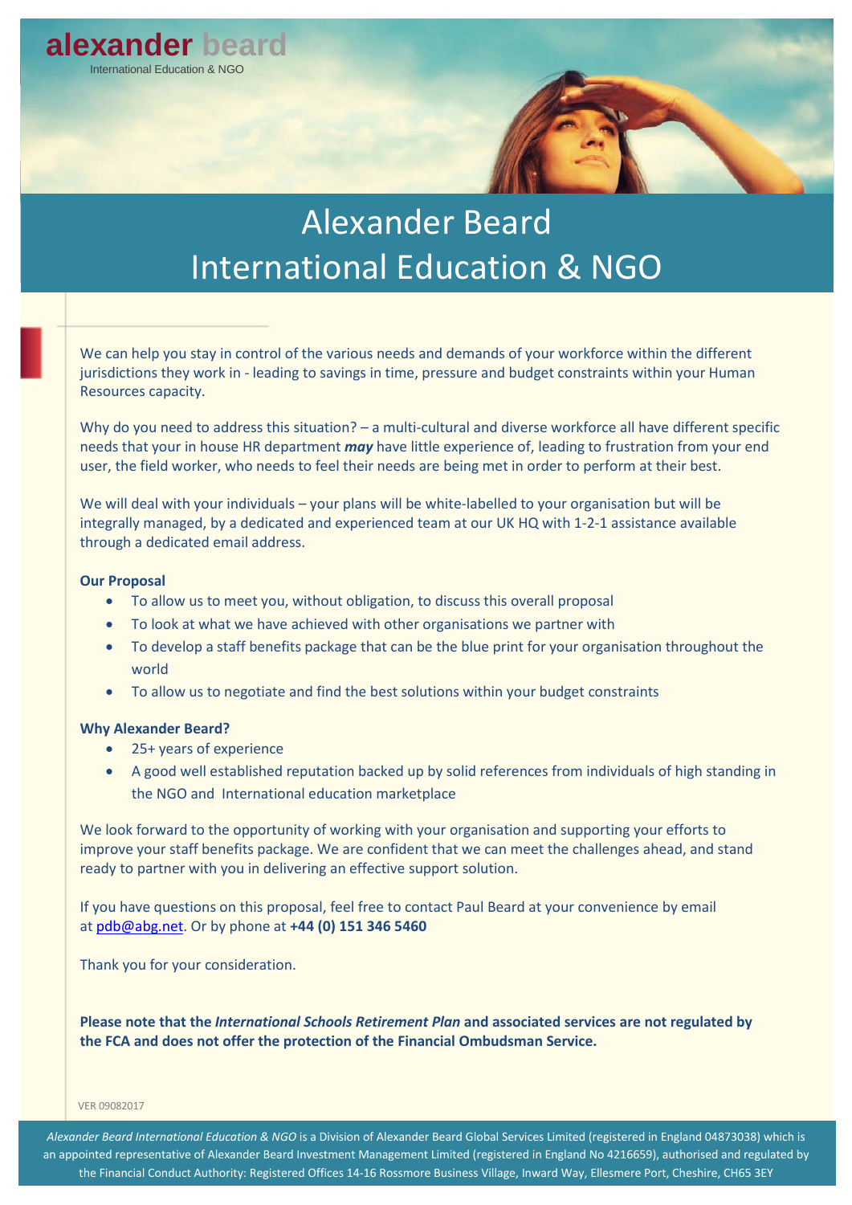alexander beard
International Education & NGO

# Alexander Beard International Education & NGO

We can help you stay in control of the various needs and demands of your workforce within the different jurisdictions they work in - leading to savings in time, pressure and budget constraints within your Human Resources capacity.

Why do you need to address this situation? – a multi-cultural and diverse workforce all have different specific needs that your in house HR department ***may*** have little experience of, leading to frustration from your end user, the field worker, who needs to feel their needs are being met in order to perform at their best.

We will deal with your individuals – your plans will be white-labelled to your organisation but will be integrally managed, by a dedicated and experienced team at our UK HQ with 1-2-1 assistance available through a dedicated email address.

**Our Proposal**

- To allow us to meet you, without obligation, to discuss this overall proposal
- To look at what we have achieved with other organisations we partner with
- To develop a staff benefits package that can be the blue print for your organisation throughout the world
- To allow us to negotiate and find the best solutions within your budget constraints

**Why Alexander Beard?**

- 25+ years of experience
- A good well established reputation backed up by solid references from individuals of high standing in the NGO and International education marketplace

We look forward to the opportunity of working with your organisation and supporting your efforts to improve your staff benefits package. We are confident that we can meet the challenges ahead, and stand ready to partner with you in delivering an effective support solution.

If you have questions on this proposal, feel free to contact Paul Beard at your convenience by email at pdb@abg.net. Or by phone at **+44 (0) 151 346 5460**

Thank you for your consideration.

**Please note that the *International Schools Retirement Plan* and associated services are not regulated by the FCA and does not offer the protection of the Financial Ombudsman Service.**

VER 09082017

*Alexander Beard International Education & NGO* is a Division of Alexander Beard Global Services Limited (registered in England 04873038) which is an appointed representative of Alexander Beard Investment Management Limited (registered in England No 4216659), authorised and regulated by the Financial Conduct Authority: Registered Offices 14-16 Rossmore Business Village, Inward Way, Ellesmere Port, Cheshire, CH65 3EY